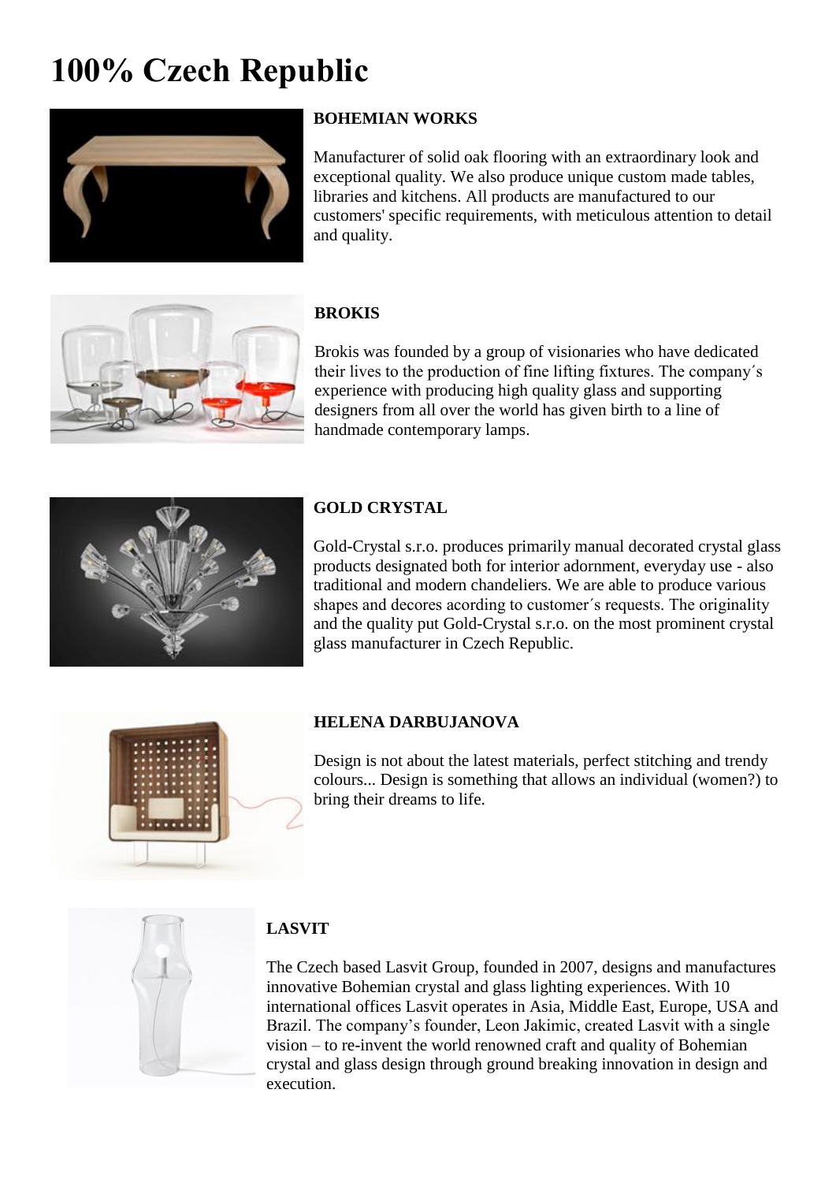# 100% Czech Republic

### BOHEMIAN WORKS

Manufacturer of solid oak flooring with an extraordinary look and exceptional quality. We also produce unique custom made tables, libraries and kitchens. All products are manufactured to our customers' specific requirements, with meticulous attention to detail and quality.

### BROKIS

Brokis was founded by a group of visionaries who have dedicated their lives to the production of fine lifting fixtures. The company´s experience with producing high quality glass and supporting designers from all over the world has given birth to a line of handmade contemporary lamps.

### GOLD CRYSTAL

Gold-Crystal s.r.o. produces primarily manual decorated crystal glass products designated both for interior adornment, everyday use - also traditional and modern chandeliers. We are able to produce various shapes and decores acording to customer´s requests. The originality and the quality put Gold-Crystal s.r.o. on the most prominent crystal glass manufacturer in Czech Republic.

### HELENA DARBUJANOVA

Design is not about the latest materials, perfect stitching and trendy colours... Design is something that allows an individual (women?) to bring their dreams to life.

### LASVIT

The Czech based Lasvit Group, founded in 2007, designs and manufactures innovative Bohemian crystal and glass lighting experiences. With 10 international offices Lasvit operates in Asia, Middle East, Europe, USA and Brazil. The company's founder, Leon Jakimic, created Lasvit with a single vision – to re-invent the world renowned craft and quality of Bohemian crystal and glass design through ground breaking innovation in design and execution.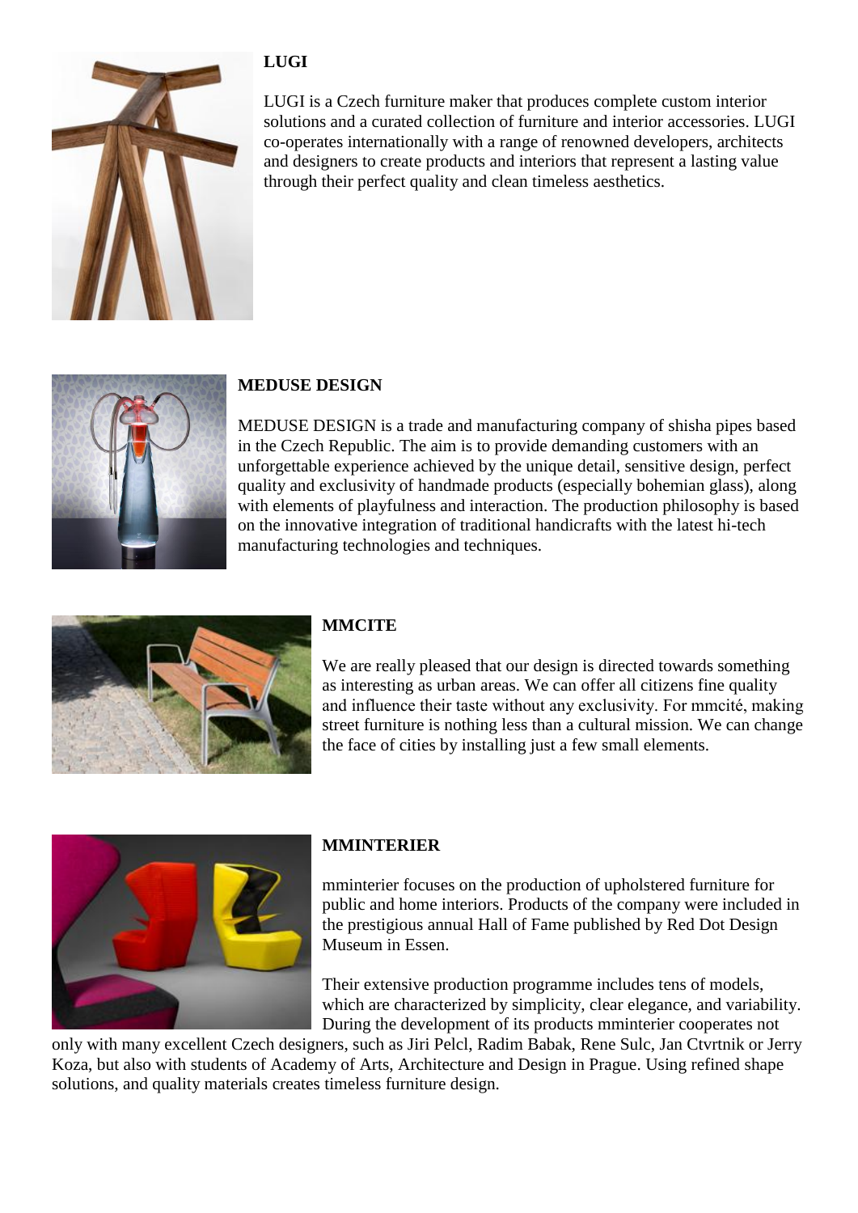**LUGI**

LUGI is a Czech furniture maker that produces complete custom interior solutions and a curated collection of furniture and interior accessories. LUGI co-operates internationally with a range of renowned developers, architects and designers to create products and interiors that represent a lasting value through their perfect quality and clean timeless aesthetics.

**MEDUSE DESIGN**

MEDUSE DESIGN is a trade and manufacturing company of shisha pipes based in the Czech Republic. The aim is to provide demanding customers with an unforgettable experience achieved by the unique detail, sensitive design, perfect quality and exclusivity of handmade products (especially bohemian glass), along with elements of playfulness and interaction. The production philosophy is based on the innovative integration of traditional handicrafts with the latest hi-tech manufacturing technologies and techniques.

**MMCITE**

We are really pleased that our design is directed towards something as interesting as urban areas. We can offer all citizens fine quality and influence their taste without any exclusivity. For mmcité, making street furniture is nothing less than a cultural mission. We can change the face of cities by installing just a few small elements.

**MMINTERIER**

mminterier focuses on the production of upholstered furniture for public and home interiors. Products of the company were included in the prestigious annual Hall of Fame published by Red Dot Design Museum in Essen.

Their extensive production programme includes tens of models, which are characterized by simplicity, clear elegance, and variability. During the development of its products mminterier cooperates not only with many excellent Czech designers, such as Jiri Pelcl, Radim Babak, Rene Sulc, Jan Ctvrtnik or Jerry Koza, but also with students of Academy of Arts, Architecture and Design in Prague. Using refined shape solutions, and quality materials creates timeless furniture design.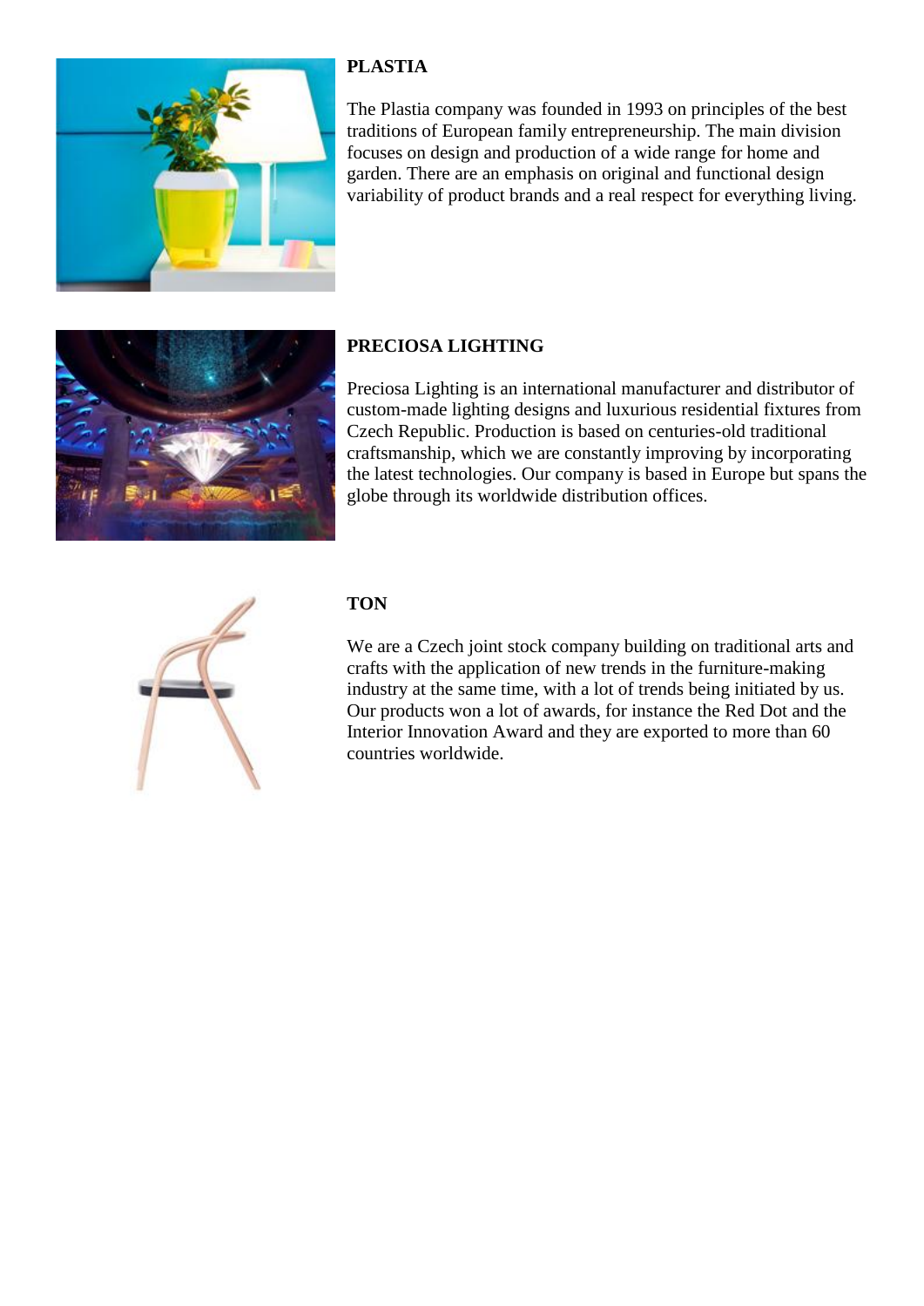**PLASTIA**

The Plastia company was founded in 1993 on principles of the best traditions of European family entrepreneurship. The main division focuses on design and production of a wide range for home and garden. There are an emphasis on original and functional design variability of product brands and a real respect for everything living.

**PRECIOSA LIGHTING**

Preciosa Lighting is an international manufacturer and distributor of custom-made lighting designs and luxurious residential fixtures from Czech Republic. Production is based on centuries-old traditional craftsmanship, which we are constantly improving by incorporating the latest technologies. Our company is based in Europe but spans the globe through its worldwide distribution offices.

**TON**

We are a Czech joint stock company building on traditional arts and crafts with the application of new trends in the furniture-making industry at the same time, with a lot of trends being initiated by us. Our products won a lot of awards, for instance the Red Dot and the Interior Innovation Award and they are exported to more than 60 countries worldwide.